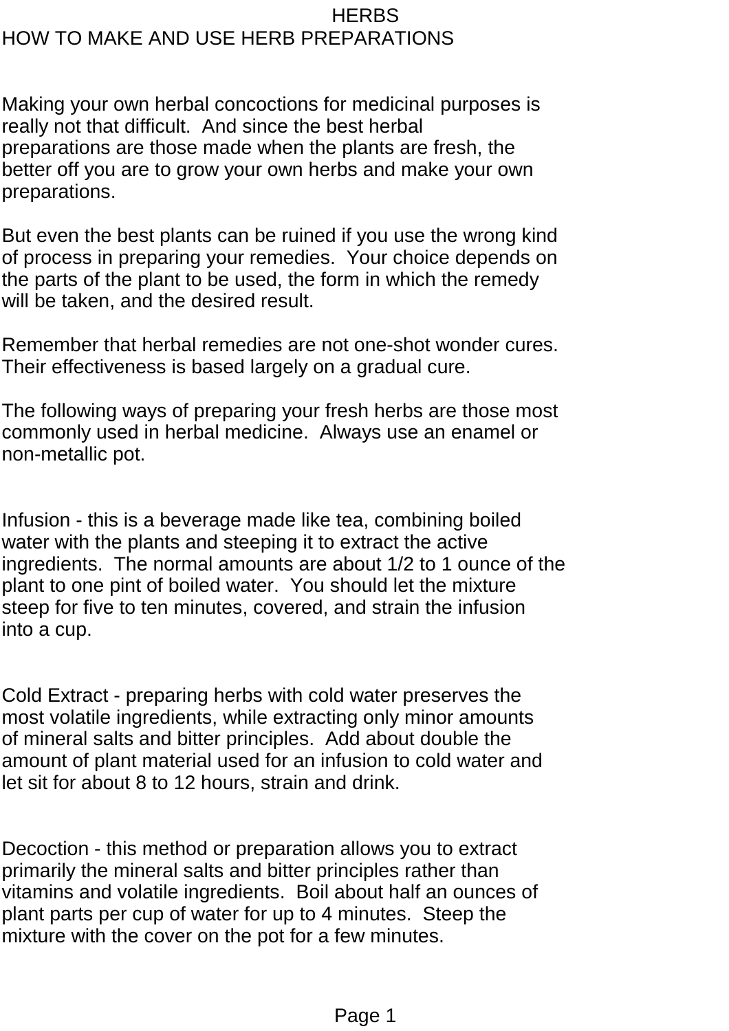# HERBS

## HOW TO MAKE AND USE HERB PREPARATIONS

Making your own herbal concoctions for medicinal purposes is really not that difficult. And since the best herbal preparations are those made when the plants are fresh, the better off you are to grow your own herbs and make your own preparations.

But even the best plants can be ruined if you use the wrong kind of process in preparing your remedies. Your choice depends on the parts of the plant to be used, the form in which the remedy will be taken, and the desired result.

Remember that herbal remedies are not one-shot wonder cures. Their effectiveness is based largely on a gradual cure.

The following ways of preparing your fresh herbs are those most commonly used in herbal medicine. Always use an enamel or non-metallic pot.

Infusion - this is a beverage made like tea, combining boiled water with the plants and steeping it to extract the active ingredients. The normal amounts are about 1/2 to 1 ounce of the plant to one pint of boiled water. You should let the mixture steep for five to ten minutes, covered, and strain the infusion into a cup.

Cold Extract - preparing herbs with cold water preserves the most volatile ingredients, while extracting only minor amounts of mineral salts and bitter principles. Add about double the amount of plant material used for an infusion to cold water and let sit for about 8 to 12 hours, strain and drink.

Decoction - this method or preparation allows you to extract primarily the mineral salts and bitter principles rather than vitamins and volatile ingredients. Boil about half an ounces of plant parts per cup of water for up to 4 minutes. Steep the mixture with the cover on the pot for a few minutes.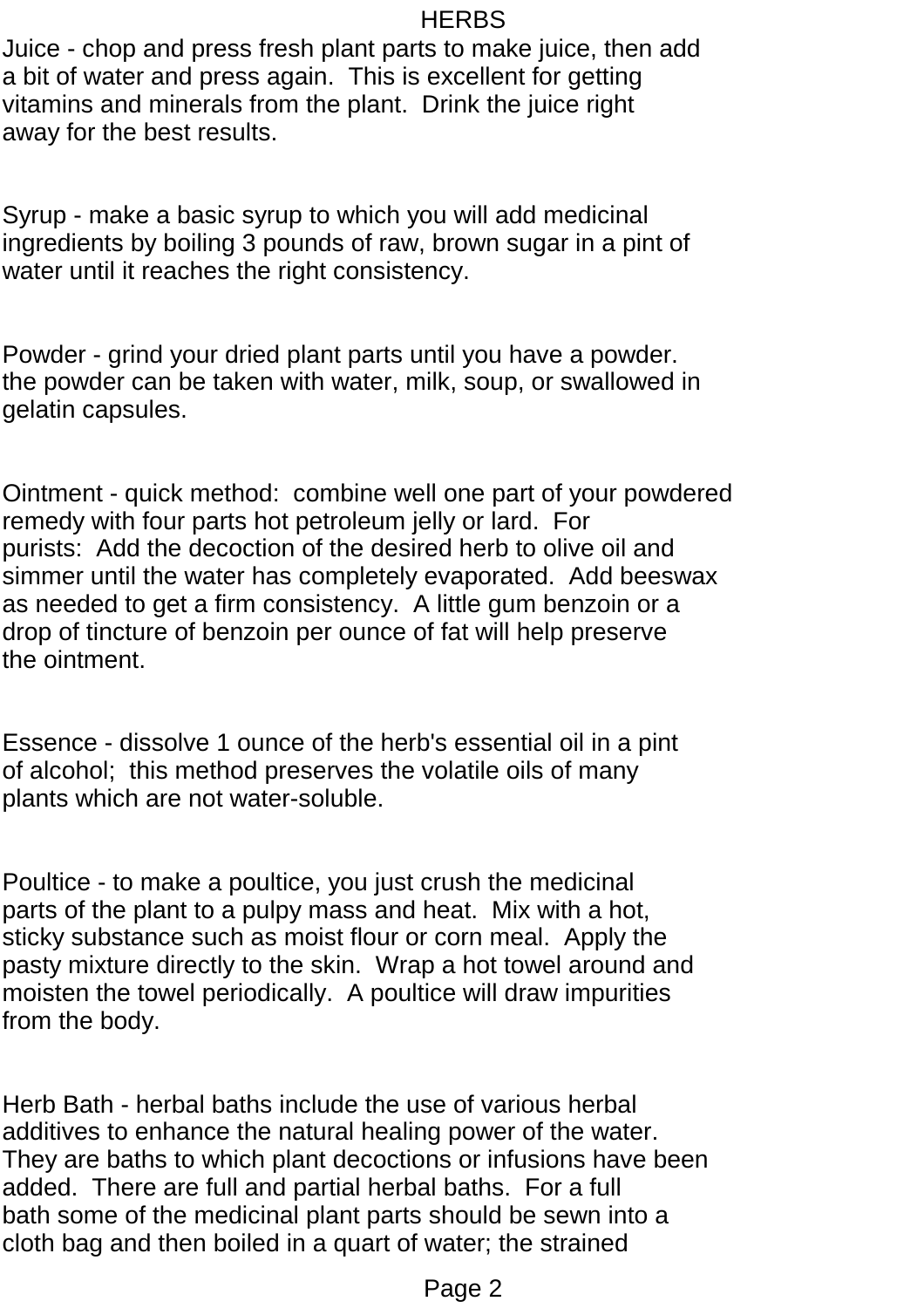# HERBS

Juice - chop and press fresh plant parts to make juice, then add a bit of water and press again. This is excellent for getting vitamins and minerals from the plant. Drink the juice right away for the best results.

Syrup - make a basic syrup to which you will add medicinal ingredients by boiling 3 pounds of raw, brown sugar in a pint of water until it reaches the right consistency.

Powder - grind your dried plant parts until you have a powder. the powder can be taken with water, milk, soup, or swallowed in gelatin capsules.

Ointment - quick method: combine well one part of your powdered remedy with four parts hot petroleum jelly or lard. For purists: Add the decoction of the desired herb to olive oil and simmer until the water has completely evaporated. Add beeswax as needed to get a firm consistency. A little gum benzoin or a drop of tincture of benzoin per ounce of fat will help preserve the ointment.

Essence - dissolve 1 ounce of the herb's essential oil in a pint of alcohol; this method preserves the volatile oils of many plants which are not water-soluble.

Poultice - to make a poultice, you just crush the medicinal parts of the plant to a pulpy mass and heat. Mix with a hot, sticky substance such as moist flour or corn meal. Apply the pasty mixture directly to the skin. Wrap a hot towel around and moisten the towel periodically. A poultice will draw impurities from the body.

Herb Bath - herbal baths include the use of various herbal additives to enhance the natural healing power of the water. They are baths to which plant decoctions or infusions have been added. There are full and partial herbal baths. For a full bath some of the medicinal plant parts should be sewn into a cloth bag and then boiled in a quart of water; the strained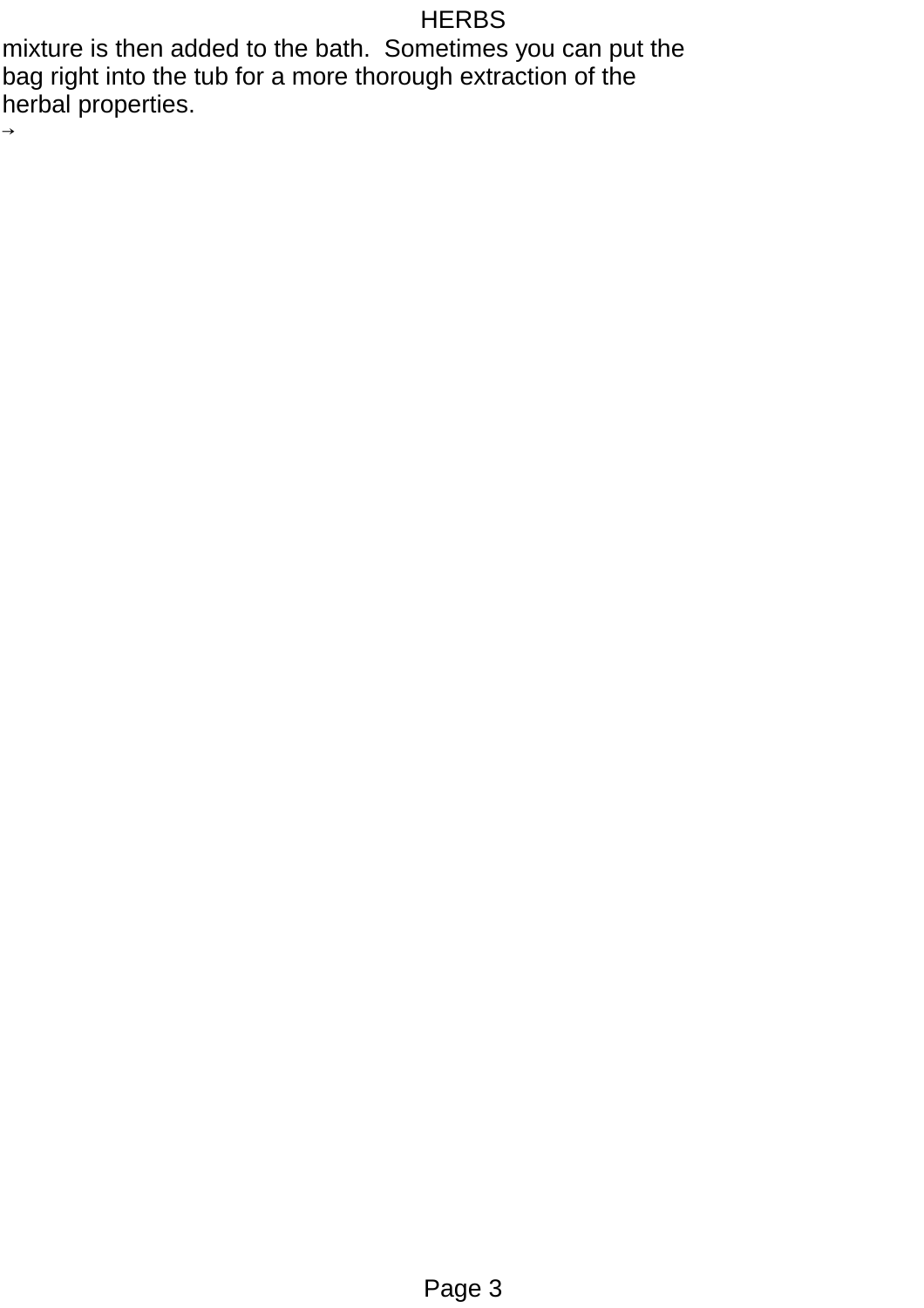mixture is then added to the bath.  Sometimes you can put the bag right into the tub for a more thorough extraction of the herbal properties.

→